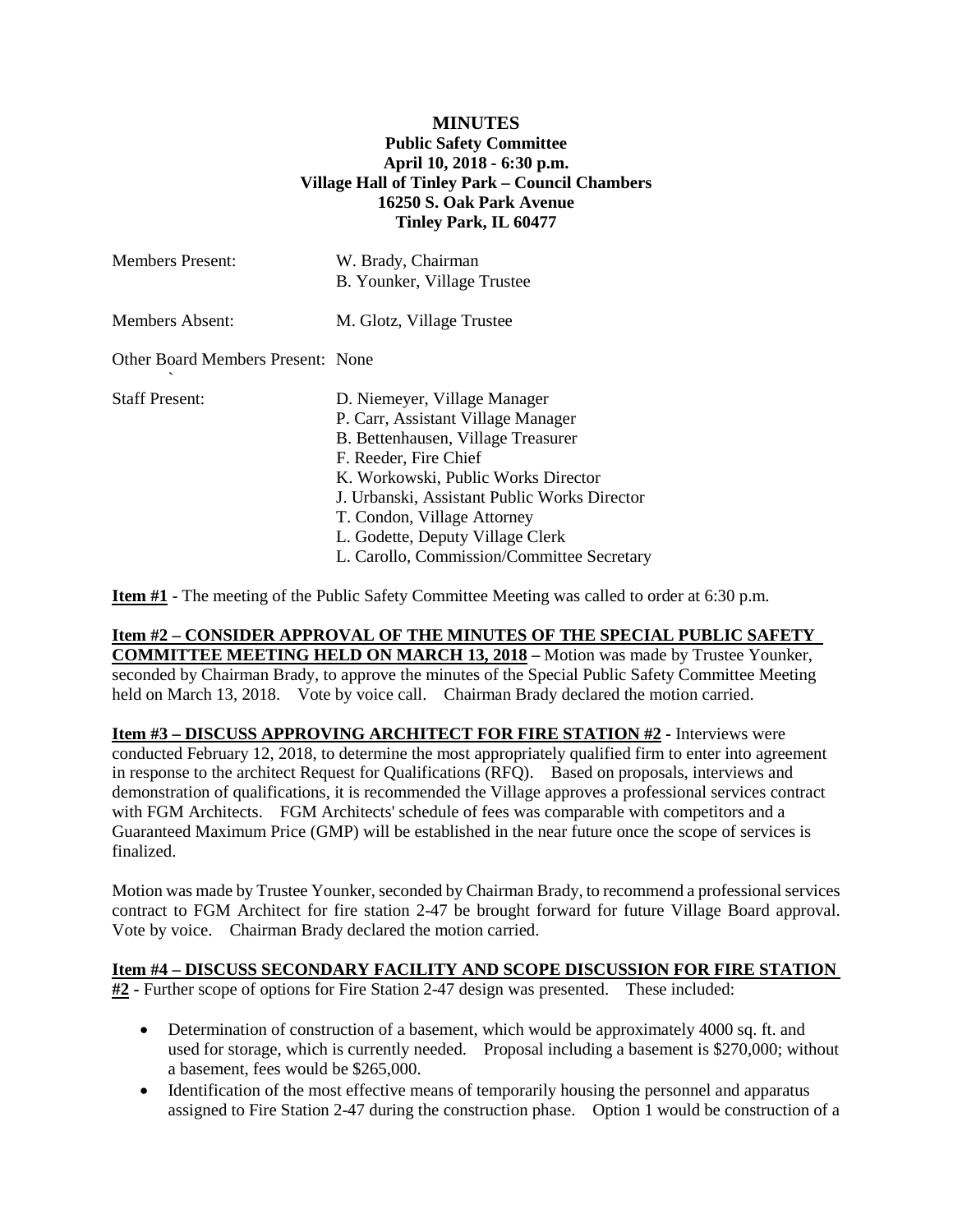**MINUTES**
**Public Safety Committee**
**April 10, 2018 - 6:30 p.m.**
**Village Hall of Tinley Park – Council Chambers**
**16250 S. Oak Park Avenue**
**Tinley Park, IL 60477**

Members Present: W. Brady, Chairman
B. Younker, Village Trustee

Members Absent: M. Glotz, Village Trustee

Other Board Members Present: None

Staff Present: D. Niemeyer, Village Manager
P. Carr, Assistant Village Manager
B. Bettenhausen, Village Treasurer
F. Reeder, Fire Chief
K. Workowski, Public Works Director
J. Urbanski, Assistant Public Works Director
T. Condon, Village Attorney
L. Godette, Deputy Village Clerk
L. Carollo, Commission/Committee Secretary

**Item #1** - The meeting of the Public Safety Committee Meeting was called to order at 6:30 p.m.

**Item #2 – CONSIDER APPROVAL OF THE MINUTES OF THE SPECIAL PUBLIC SAFETY COMMITTEE MEETING HELD ON MARCH 13, 2018 –** Motion was made by Trustee Younker, seconded by Chairman Brady, to approve the minutes of the Special Public Safety Committee Meeting held on March 13, 2018. Vote by voice call. Chairman Brady declared the motion carried.

**Item #3 – DISCUSS APPROVING ARCHITECT FOR FIRE STATION #2 -** Interviews were conducted February 12, 2018, to determine the most appropriately qualified firm to enter into agreement in response to the architect Request for Qualifications (RFQ). Based on proposals, interviews and demonstration of qualifications, it is recommended the Village approves a professional services contract with FGM Architects. FGM Architects' schedule of fees was comparable with competitors and a Guaranteed Maximum Price (GMP) will be established in the near future once the scope of services is finalized.

Motion was made by Trustee Younker, seconded by Chairman Brady, to recommend a professional services contract to FGM Architect for fire station 2-47 be brought forward for future Village Board approval. Vote by voice. Chairman Brady declared the motion carried.

**Item #4 – DISCUSS SECONDARY FACILITY AND SCOPE DISCUSSION FOR FIRE STATION #2 -** Further scope of options for Fire Station 2-47 design was presented. These included:

- Determination of construction of a basement, which would be approximately 4000 sq. ft. and used for storage, which is currently needed. Proposal including a basement is $270,000; without a basement, fees would be $265,000.
- Identification of the most effective means of temporarily housing the personnel and apparatus assigned to Fire Station 2-47 during the construction phase. Option 1 would be construction of a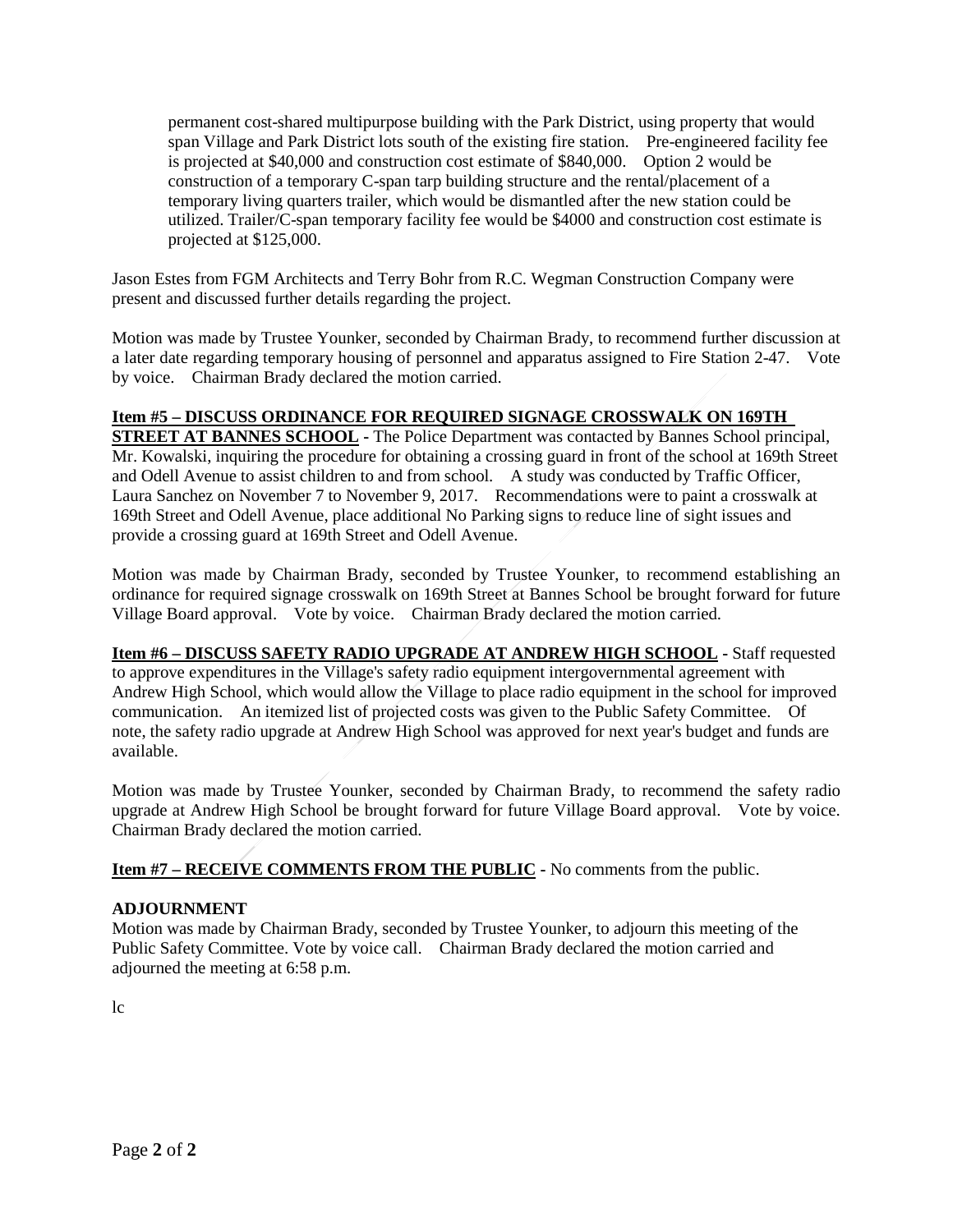permanent cost-shared multipurpose building with the Park District, using property that would span Village and Park District lots south of the existing fire station. Pre-engineered facility fee is projected at $40,000 and construction cost estimate of $840,000. Option 2 would be construction of a temporary C-span tarp building structure and the rental/placement of a temporary living quarters trailer, which would be dismantled after the new station could be utilized. Trailer/C-span temporary facility fee would be $4000 and construction cost estimate is projected at $125,000.

Jason Estes from FGM Architects and Terry Bohr from R.C. Wegman Construction Company were present and discussed further details regarding the project.

Motion was made by Trustee Younker, seconded by Chairman Brady, to recommend further discussion at a later date regarding temporary housing of personnel and apparatus assigned to Fire Station 2-47. Vote by voice. Chairman Brady declared the motion carried.

**Item #5 – DISCUSS ORDINANCE FOR REQUIRED SIGNAGE CROSSWALK ON 169TH STREET AT BANNES SCHOOL** - The Police Department was contacted by Bannes School principal, Mr. Kowalski, inquiring the procedure for obtaining a crossing guard in front of the school at 169th Street and Odell Avenue to assist children to and from school. A study was conducted by Traffic Officer, Laura Sanchez on November 7 to November 9, 2017. Recommendations were to paint a crosswalk at 169th Street and Odell Avenue, place additional No Parking signs to reduce line of sight issues and provide a crossing guard at 169th Street and Odell Avenue.

Motion was made by Chairman Brady, seconded by Trustee Younker, to recommend establishing an ordinance for required signage crosswalk on 169th Street at Bannes School be brought forward for future Village Board approval. Vote by voice. Chairman Brady declared the motion carried.

**Item #6 – DISCUSS SAFETY RADIO UPGRADE AT ANDREW HIGH SCHOOL** - Staff requested to approve expenditures in the Village's safety radio equipment intergovernmental agreement with Andrew High School, which would allow the Village to place radio equipment in the school for improved communication. An itemized list of projected costs was given to the Public Safety Committee. Of note, the safety radio upgrade at Andrew High School was approved for next year's budget and funds are available.

Motion was made by Trustee Younker, seconded by Chairman Brady, to recommend the safety radio upgrade at Andrew High School be brought forward for future Village Board approval. Vote by voice. Chairman Brady declared the motion carried.

**Item #7 – RECEIVE COMMENTS FROM THE PUBLIC** - No comments from the public.

**ADJOURNMENT**

Motion was made by Chairman Brady, seconded by Trustee Younker, to adjourn this meeting of the Public Safety Committee. Vote by voice call. Chairman Brady declared the motion carried and adjourned the meeting at 6:58 p.m.

lc